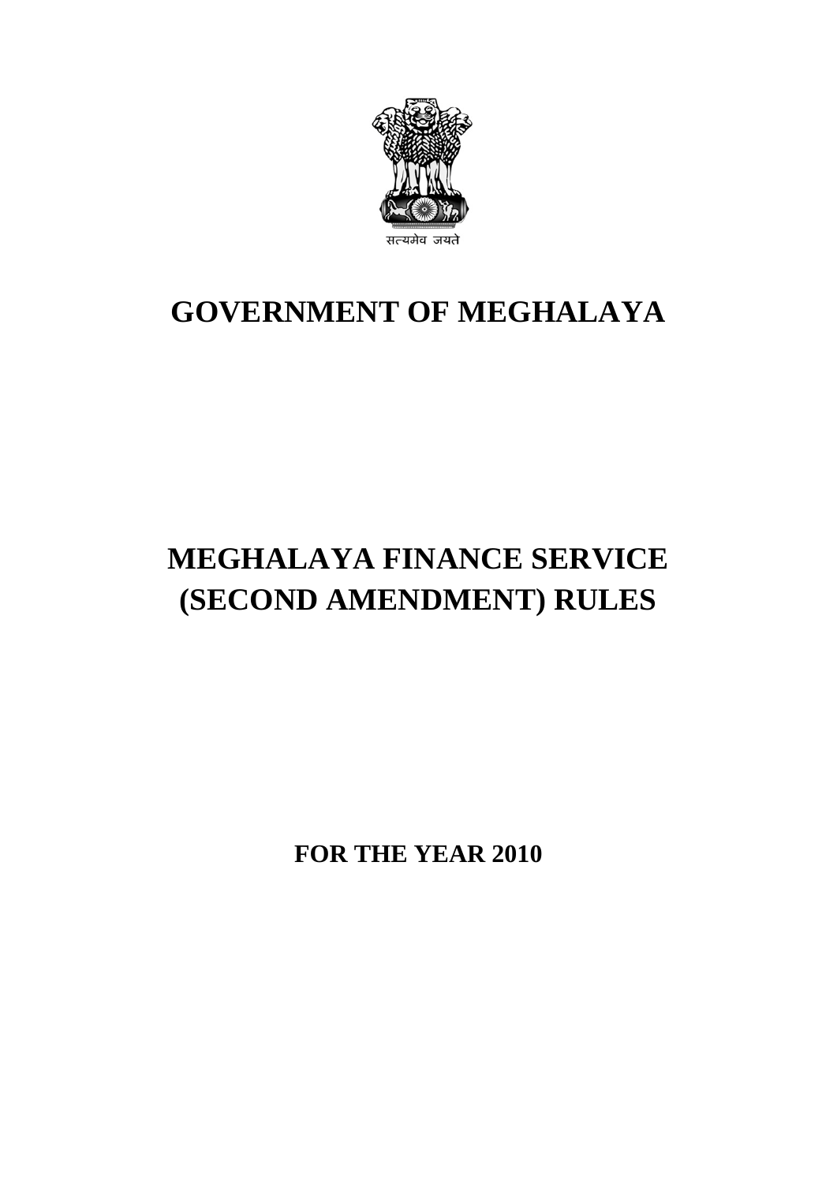सत्यमेव जयते

# GOVERNMENT OF MEGHALAYA

# MEGHALAYA FINANCE SERVICE (SECOND AMENDMENT) RULES

## FOR THE YEAR 2010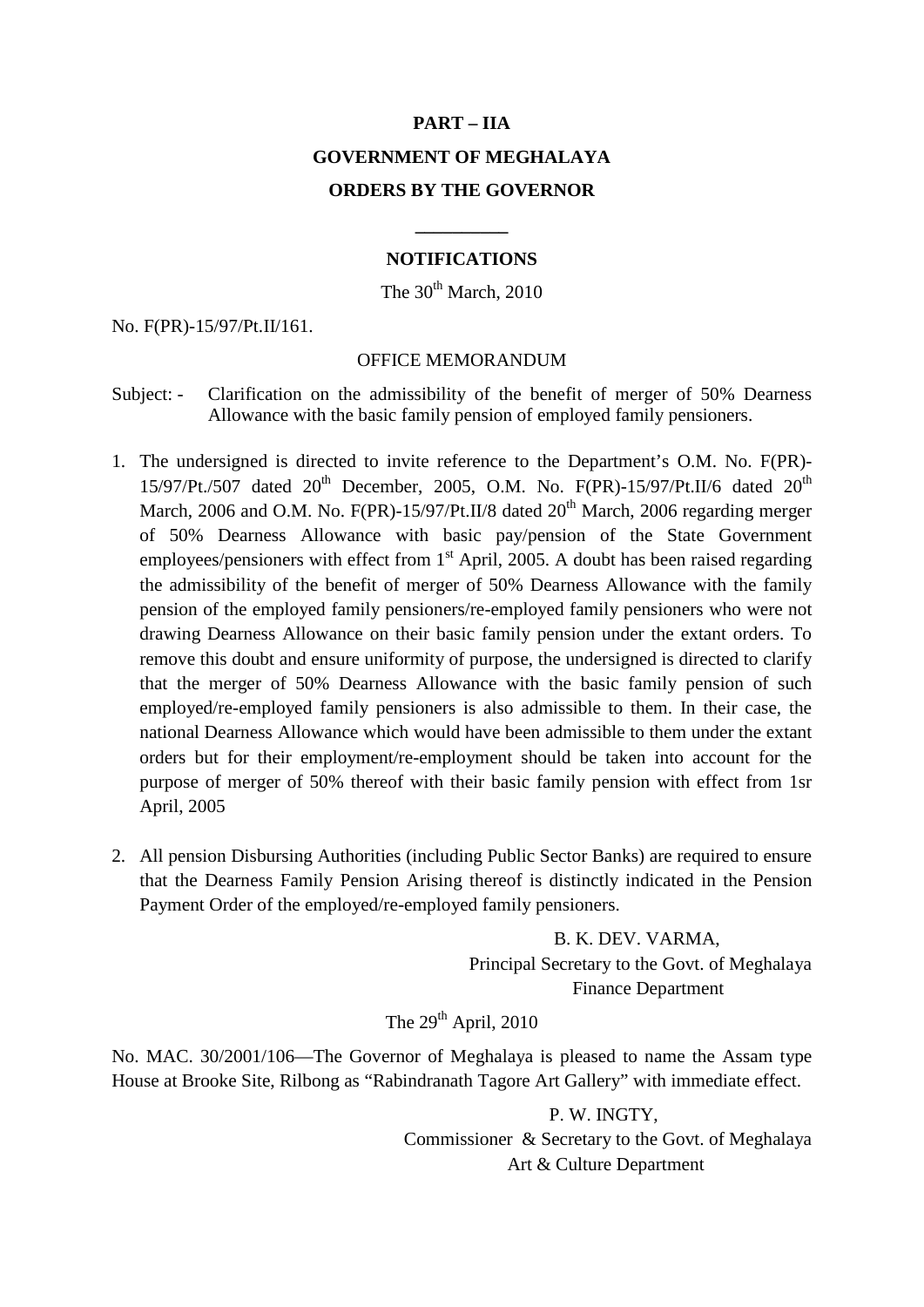**PART – IIA**

**GOVERNMENT OF MEGHALAYA**

**ORDERS BY THE GOVERNOR**

---

**NOTIFICATIONS**

The 30th March, 2010

No. F(PR)-15/97/Pt.II/161.

OFFICE MEMORANDUM

Subject: - Clarification on the admissibility of the benefit of merger of 50% Dearness Allowance with the basic family pension of employed family pensioners.

1. The undersigned is directed to invite reference to the Department's O.M. No. F(PR)-15/97/Pt./507 dated 20th December, 2005, O.M. No. F(PR)-15/97/Pt.II/6 dated 20th March, 2006 and O.M. No. F(PR)-15/97/Pt.II/8 dated 20th March, 2006 regarding merger of 50% Dearness Allowance with basic pay/pension of the State Government employees/pensioners with effect from 1st April, 2005. A doubt has been raised regarding the admissibility of the benefit of merger of 50% Dearness Allowance with the family pension of the employed family pensioners/re-employed family pensioners who were not drawing Dearness Allowance on their basic family pension under the extant orders. To remove this doubt and ensure uniformity of purpose, the undersigned is directed to clarify that the merger of 50% Dearness Allowance with the basic family pension of such employed/re-employed family pensioners is also admissible to them. In their case, the national Dearness Allowance which would have been admissible to them under the extant orders but for their employment/re-employment should be taken into account for the purpose of merger of 50% thereof with their basic family pension with effect from 1sr April, 2005

2. All pension Disbursing Authorities (including Public Sector Banks) are required to ensure that the Dearness Family Pension Arising thereof is distinctly indicated in the Pension Payment Order of the employed/re-employed family pensioners.

B. K. DEV. VARMA,
Principal Secretary to the Govt. of Meghalaya
Finance Department

The 29th April, 2010

No. MAC. 30/2001/106—The Governor of Meghalaya is pleased to name the Assam type House at Brooke Site, Rilbong as "Rabindranath Tagore Art Gallery" with immediate effect.

P. W. INGTY,
Commissioner & Secretary to the Govt. of Meghalaya
Art & Culture Department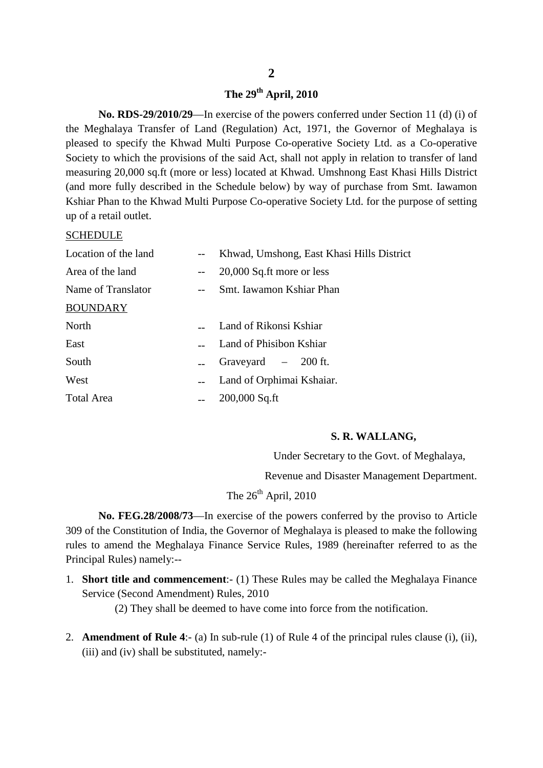**The 29th April, 2010**

**No. RDS-29/2010/29**—In exercise of the powers conferred under Section 11 (d) (i) of the Meghalaya Transfer of Land (Regulation) Act, 1971, the Governor of Meghalaya is pleased to specify the Khwad Multi Purpose Co-operative Society Ltd. as a Co-operative Society to which the provisions of the said Act, shall not apply in relation to transfer of land measuring 20,000 sq.ft (more or less) located at Khwad. Umshnong East Khasi Hills District (and more fully described in the Schedule below) by way of purchase from Smt. Iawamon Kshiar Phan to the Khwad Multi Purpose Co-operative Society Ltd. for the purpose of setting up of a retail outlet.

SCHEDULE

| | | |
|---|---|---|
| Location of the land | -- | Khwad, Umshong, East Khasi Hills District |
| Area of the land | -- | 20,000 Sq.ft more or less |
| Name of Translator | -- | Smt. Iawamon Kshiar Phan |

BOUNDARY

| | | |
|---|---|---|
| North | -- | Land of Rikonsi Kshiar |
| East | -- | Land of Phisibon Kshiar |
| South | -- | Graveyard – 200 ft. |
| West | -- | Land of Orphimai Kshaiar. |
| Total Area | -- | 200,000 Sq.ft |

**S. R. WALLANG,**

Under Secretary to the Govt. of Meghalaya,

Revenue and Disaster Management Department.

The 26th April, 2010

**No. FEG.28/2008/73**—In exercise of the powers conferred by the proviso to Article 309 of the Constitution of India, the Governor of Meghalaya is pleased to make the following rules to amend the Meghalaya Finance Service Rules, 1989 (hereinafter referred to as the Principal Rules) namely:--

1. **Short title and commencement**:- (1) These Rules may be called the Meghalaya Finance Service (Second Amendment) Rules, 2010

   (2) They shall be deemed to have come into force from the notification.

2. **Amendment of Rule 4**:- (a) In sub-rule (1) of Rule 4 of the principal rules clause (i), (ii), (iii) and (iv) shall be substituted, namely:-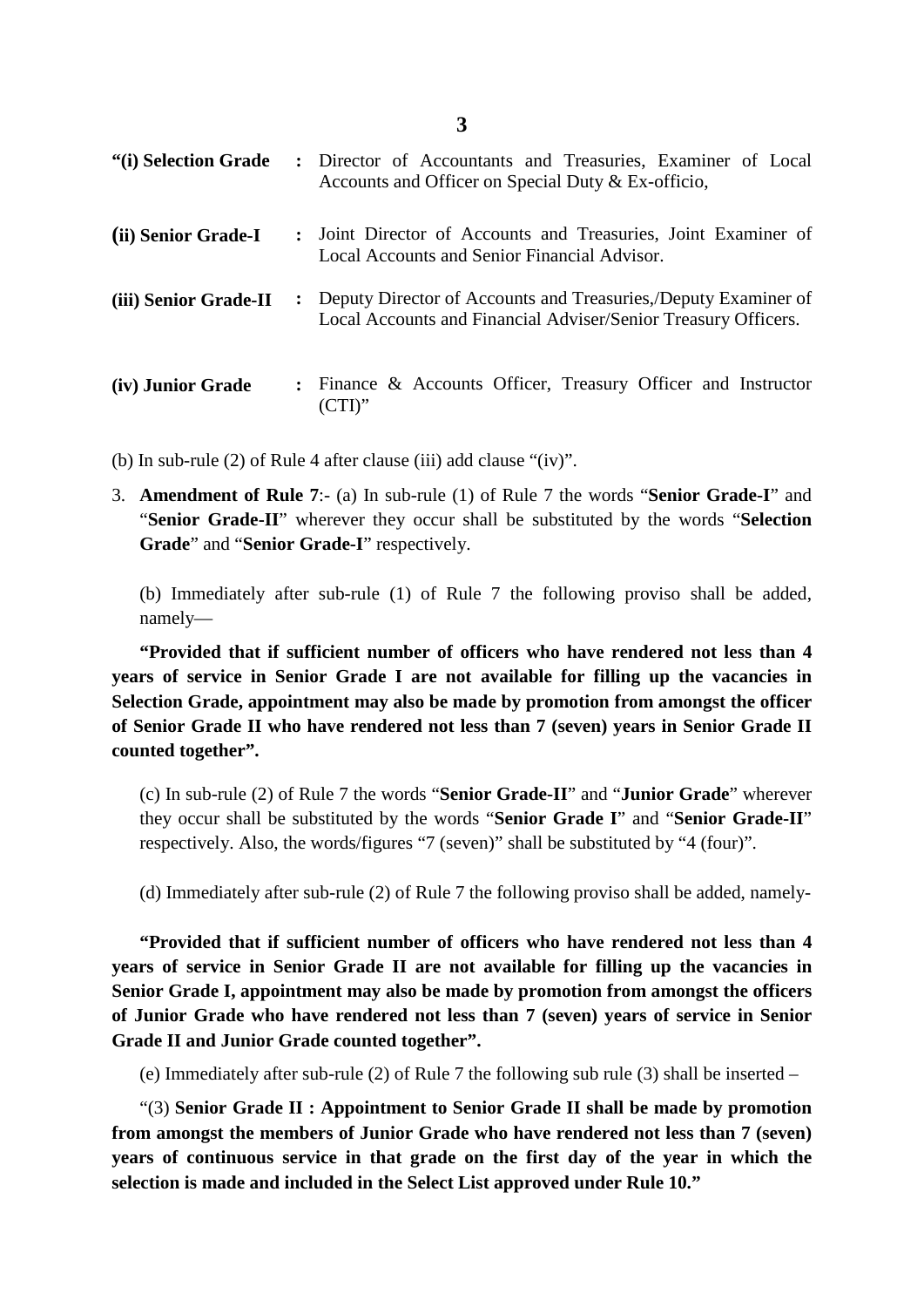**"(i) Selection Grade** : Director of Accountants and Treasuries, Examiner of Local Accounts and Officer on Special Duty & Ex-officio,

**(ii) Senior Grade-I** : Joint Director of Accounts and Treasuries, Joint Examiner of Local Accounts and Senior Financial Advisor.

**(iii) Senior Grade-II** : Deputy Director of Accounts and Treasuries,/Deputy Examiner of Local Accounts and Financial Adviser/Senior Treasury Officers.

**(iv) Junior Grade** : Finance & Accounts Officer, Treasury Officer and Instructor (CTI)"

(b) In sub-rule (2) of Rule 4 after clause (iii) add clause "(iv)".

3. **Amendment of Rule 7**:- (a) In sub-rule (1) of Rule 7 the words "**Senior Grade-I**" and "**Senior Grade-II**" wherever they occur shall be substituted by the words "**Selection Grade**" and "**Senior Grade-I**" respectively.

(b) Immediately after sub-rule (1) of Rule 7 the following proviso shall be added, namely—

**"Provided that if sufficient number of officers who have rendered not less than 4 years of service in Senior Grade I are not available for filling up the vacancies in Selection Grade, appointment may also be made by promotion from amongst the officer of Senior Grade II who have rendered not less than 7 (seven) years in Senior Grade II counted together".**

(c) In sub-rule (2) of Rule 7 the words "**Senior Grade-II**" and "**Junior Grade**" wherever they occur shall be substituted by the words "**Senior Grade I**" and "**Senior Grade-II**" respectively. Also, the words/figures "7 (seven)" shall be substituted by "4 (four)".

(d) Immediately after sub-rule (2) of Rule 7 the following proviso shall be added, namely-

**"Provided that if sufficient number of officers who have rendered not less than 4 years of service in Senior Grade II are not available for filling up the vacancies in Senior Grade I, appointment may also be made by promotion from amongst the officers of Junior Grade who have rendered not less than 7 (seven) years of service in Senior Grade II and Junior Grade counted together".**

(e) Immediately after sub-rule (2) of Rule 7 the following sub rule (3) shall be inserted –

"(3) **Senior Grade II : Appointment to Senior Grade II shall be made by promotion from amongst the members of Junior Grade who have rendered not less than 7 (seven) years of continuous service in that grade on the first day of the year in which the selection is made and included in the Select List approved under Rule 10."**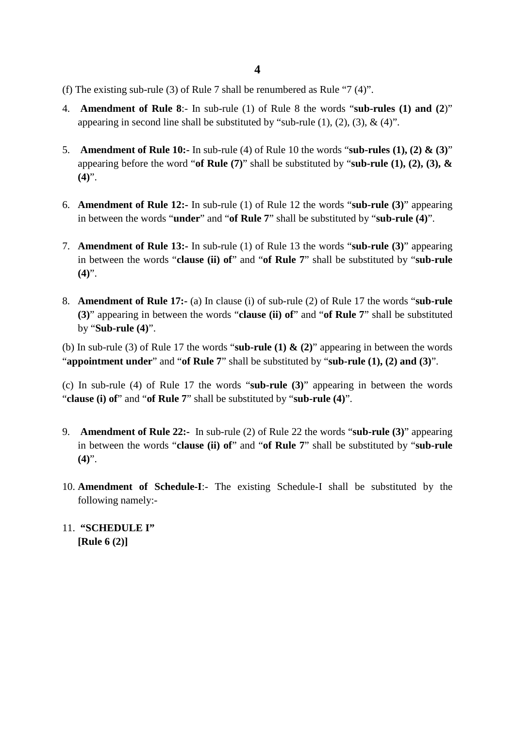(f) The existing sub-rule (3) of Rule 7 shall be renumbered as Rule "7 (4)".

4. **Amendment of Rule 8**:- In sub-rule (1) of Rule 8 the words "**sub-rules (1) and (2**)" appearing in second line shall be substituted by "sub-rule (1), (2), (3), & (4)".

5. **Amendment of Rule 10:-** In sub-rule (4) of Rule 10 the words "**sub-rules (1), (2) & (3)**" appearing before the word "**of Rule (7)**" shall be substituted by "**sub-rule (1), (2), (3), & (4)**".

6. **Amendment of Rule 12:-** In sub-rule (1) of Rule 12 the words "**sub-rule (3)**" appearing in between the words "**under**" and "**of Rule 7**" shall be substituted by "**sub-rule (4)**".

7. **Amendment of Rule 13:-** In sub-rule (1) of Rule 13 the words "**sub-rule (3)**" appearing in between the words "**clause (ii) of**" and "**of Rule 7**" shall be substituted by "**sub-rule (4)**".

8. **Amendment of Rule 17:-** (a) In clause (i) of sub-rule (2) of Rule 17 the words "**sub-rule (3)**" appearing in between the words "**clause (ii) of**" and "**of Rule 7**" shall be substituted by "**Sub-rule (4)**".

(b) In sub-rule (3) of Rule 17 the words "**sub-rule (1) & (2)**" appearing in between the words "**appointment under**" and "**of Rule 7**" shall be substituted by "**sub-rule (1), (2) and (3)**".

(c) In sub-rule (4) of Rule 17 the words "**sub-rule (3)**" appearing in between the words "**clause (i) of**" and "**of Rule 7**" shall be substituted by "**sub-rule (4)**".

9. **Amendment of Rule 22:-** In sub-rule (2) of Rule 22 the words "**sub-rule (3)**" appearing in between the words "**clause (ii) of**" and "**of Rule 7**" shall be substituted by "**sub-rule (4)**".

10. **Amendment of Schedule-I**:- The existing Schedule-I shall be substituted by the following namely:-

11. **"SCHEDULE I"**
    **[Rule 6 (2)]**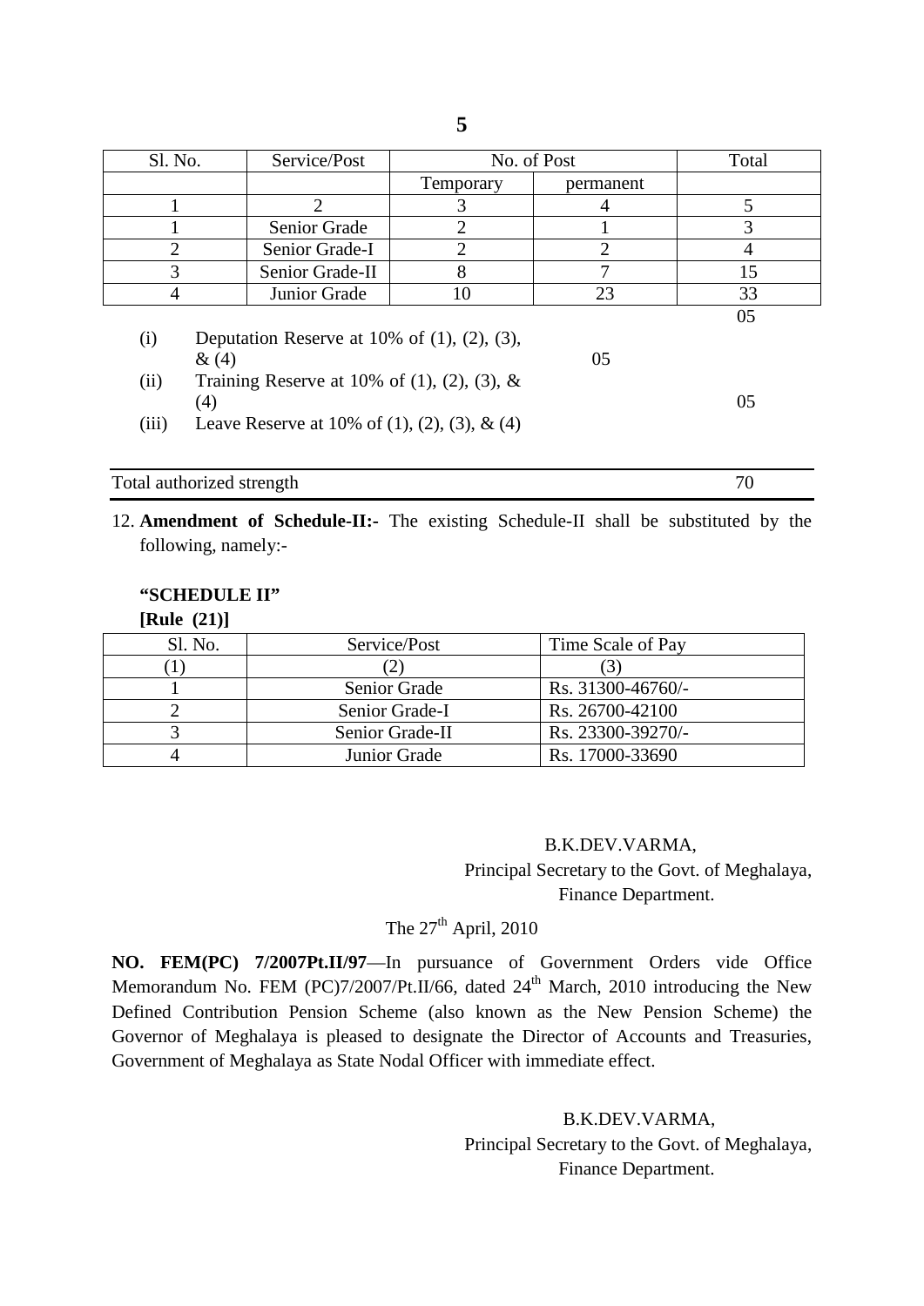| Sl. No. | Service/Post | No. of Post | | Total |
|---|---|---|---|---|
| | | Temporary | permanent | |
| 1 | 2 | 3 | 4 | 5 |
| 1 | Senior Grade | 2 | 1 | 3 |
| 2 | Senior Grade-I | 2 | 2 | 4 |
| 3 | Senior Grade-II | 8 | 7 | 15 |
| 4 | Junior Grade | 10 | 23 | 33 |
| | | | | 05 |
| (i) | Deputation Reserve at 10% of (1), (2), (3), & (4) | | 05 | |
| (ii) | Training Reserve at 10% of (1), (2), (3), & (4) | | | 05 |
| (iii) | Leave Reserve at 10% of (1), (2), (3), & (4) | | | |
| Total authorized strength | | | | 70 |

12. **Amendment of Schedule-II:-** The existing Schedule-II shall be substituted by the following, namely:-

**"SCHEDULE II"**
**[Rule (21)]**

| Sl. No. | Service/Post | Time Scale of Pay |
|---|---|---|
| (1) | (2) | (3) |
| 1 | Senior Grade | Rs. 31300-46760/- |
| 2 | Senior Grade-I | Rs. 26700-42100 |
| 3 | Senior Grade-II | Rs. 23300-39270/- |
| 4 | Junior Grade | Rs. 17000-33690 |

B.K.DEV.VARMA,
Principal Secretary to the Govt. of Meghalaya,
Finance Department.

The 27th April, 2010

**NO. FEM(PC) 7/2007Pt.II/97**—In pursuance of Government Orders vide Office Memorandum No. FEM (PC)7/2007/Pt.II/66, dated 24th March, 2010 introducing the New Defined Contribution Pension Scheme (also known as the New Pension Scheme) the Governor of Meghalaya is pleased to designate the Director of Accounts and Treasuries, Government of Meghalaya as State Nodal Officer with immediate effect.

B.K.DEV.VARMA,
Principal Secretary to the Govt. of Meghalaya,
Finance Department.